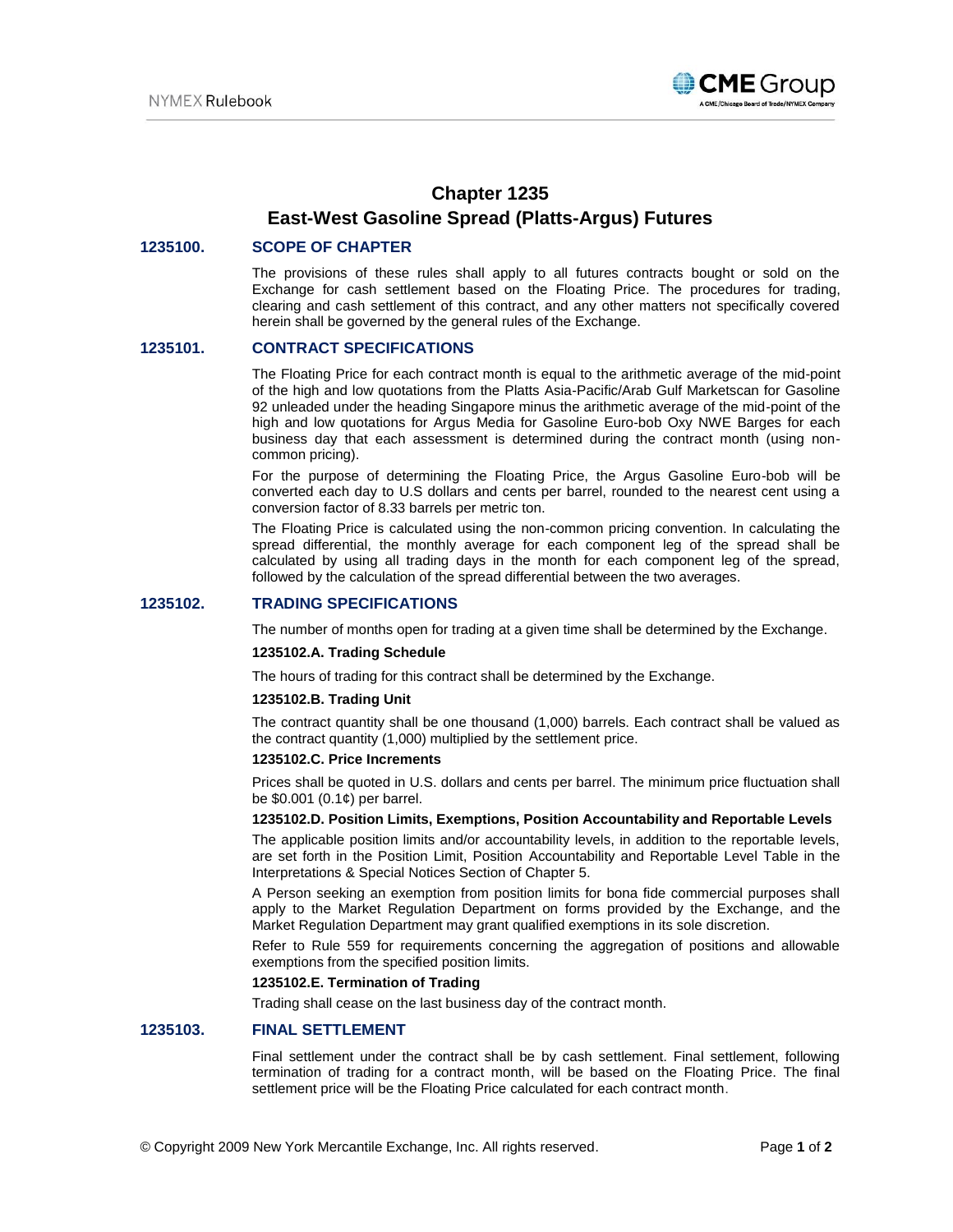# Chapter 1235
# East-West Gasoline Spread (Platts-Argus) Futures

## 1235100. SCOPE OF CHAPTER

The provisions of these rules shall apply to all futures contracts bought or sold on the Exchange for cash settlement based on the Floating Price. The procedures for trading, clearing and cash settlement of this contract, and any other matters not specifically covered herein shall be governed by the general rules of the Exchange.

## 1235101. CONTRACT SPECIFICATIONS

The Floating Price for each contract month is equal to the arithmetic average of the mid-point of the high and low quotations from the Platts Asia-Pacific/Arab Gulf Marketscan for Gasoline 92 unleaded under the heading Singapore minus the arithmetic average of the mid-point of the high and low quotations for Argus Media for Gasoline Euro-bob Oxy NWE Barges for each business day that each assessment is determined during the contract month (using non-common pricing).

For the purpose of determining the Floating Price, the Argus Gasoline Euro-bob will be converted each day to U.S dollars and cents per barrel, rounded to the nearest cent using a conversion factor of 8.33 barrels per metric ton.

The Floating Price is calculated using the non-common pricing convention. In calculating the spread differential, the monthly average for each component leg of the spread shall be calculated by using all trading days in the month for each component leg of the spread, followed by the calculation of the spread differential between the two averages.

## 1235102. TRADING SPECIFICATIONS

The number of months open for trading at a given time shall be determined by the Exchange.

**1235102.A. Trading Schedule**

The hours of trading for this contract shall be determined by the Exchange.

**1235102.B. Trading Unit**

The contract quantity shall be one thousand (1,000) barrels. Each contract shall be valued as the contract quantity (1,000) multiplied by the settlement price.

**1235102.C. Price Increments**

Prices shall be quoted in U.S. dollars and cents per barrel. The minimum price fluctuation shall be $0.001 (0.1¢) per barrel.

**1235102.D. Position Limits, Exemptions, Position Accountability and Reportable Levels**

The applicable position limits and/or accountability levels, in addition to the reportable levels, are set forth in the Position Limit, Position Accountability and Reportable Level Table in the Interpretations & Special Notices Section of Chapter 5.

A Person seeking an exemption from position limits for bona fide commercial purposes shall apply to the Market Regulation Department on forms provided by the Exchange, and the Market Regulation Department may grant qualified exemptions in its sole discretion.

Refer to Rule 559 for requirements concerning the aggregation of positions and allowable exemptions from the specified position limits.

**1235102.E. Termination of Trading**

Trading shall cease on the last business day of the contract month.

## 1235103. FINAL SETTLEMENT

Final settlement under the contract shall be by cash settlement. Final settlement, following termination of trading for a contract month, will be based on the Floating Price. The final settlement price will be the Floating Price calculated for each contract month.

© Copyright 2009 New York Mercantile Exchange, Inc. All rights reserved.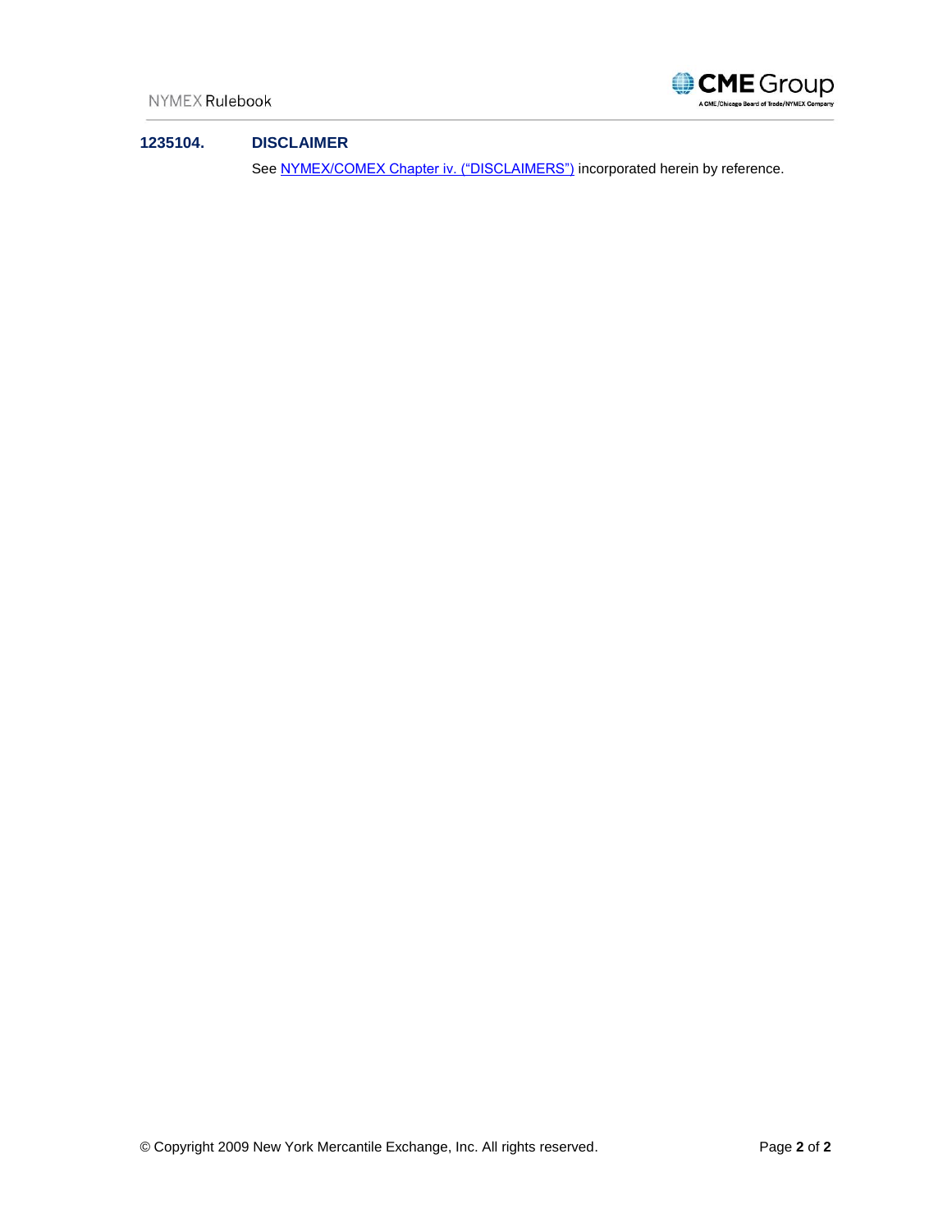## 1235104. DISCLAIMER

See NYMEX/COMEX Chapter iv. ("DISCLAIMERS") incorporated herein by reference.